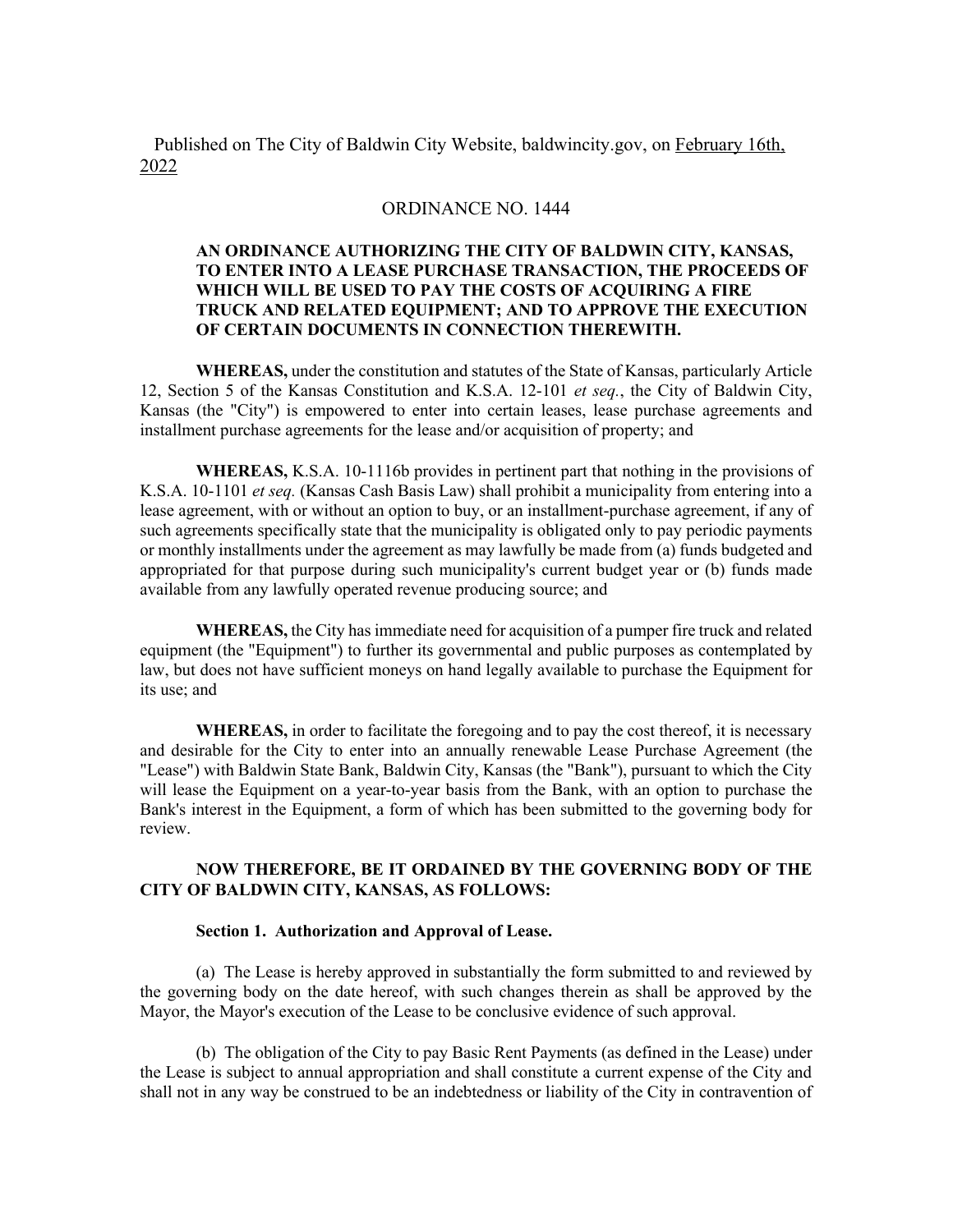Published on The City of Baldwin City Website, baldwincity.gov, on <u>February 16th, 2022</u>

# ORDINANCE NO. 1444

**AN ORDINANCE AUTHORIZING THE CITY OF BALDWIN CITY, KANSAS, TO ENTER INTO A LEASE PURCHASE TRANSACTION, THE PROCEEDS OF WHICH WILL BE USED TO PAY THE COSTS OF ACQUIRING A FIRE TRUCK AND RELATED EQUIPMENT; AND TO APPROVE THE EXECUTION OF CERTAIN DOCUMENTS IN CONNECTION THEREWITH.**

**WHEREAS,** under the constitution and statutes of the State of Kansas, particularly Article 12, Section 5 of the Kansas Constitution and K.S.A. 12-101 *et seq.*, the City of Baldwin City, Kansas (the "City") is empowered to enter into certain leases, lease purchase agreements and installment purchase agreements for the lease and/or acquisition of property; and

**WHEREAS,** K.S.A. 10-1116b provides in pertinent part that nothing in the provisions of K.S.A. 10-1101 *et seq.* (Kansas Cash Basis Law) shall prohibit a municipality from entering into a lease agreement, with or without an option to buy, or an installment-purchase agreement, if any of such agreements specifically state that the municipality is obligated only to pay periodic payments or monthly installments under the agreement as may lawfully be made from (a) funds budgeted and appropriated for that purpose during such municipality's current budget year or (b) funds made available from any lawfully operated revenue producing source; and

**WHEREAS,** the City has immediate need for acquisition of a pumper fire truck and related equipment (the "Equipment") to further its governmental and public purposes as contemplated by law, but does not have sufficient moneys on hand legally available to purchase the Equipment for its use; and

**WHEREAS,** in order to facilitate the foregoing and to pay the cost thereof, it is necessary and desirable for the City to enter into an annually renewable Lease Purchase Agreement (the "Lease") with Baldwin State Bank, Baldwin City, Kansas (the "Bank"), pursuant to which the City will lease the Equipment on a year-to-year basis from the Bank, with an option to purchase the Bank's interest in the Equipment, a form of which has been submitted to the governing body for review.

**NOW THEREFORE, BE IT ORDAINED BY THE GOVERNING BODY OF THE CITY OF BALDWIN CITY, KANSAS, AS FOLLOWS:**

**Section 1. Authorization and Approval of Lease.**

(a) The Lease is hereby approved in substantially the form submitted to and reviewed by the governing body on the date hereof, with such changes therein as shall be approved by the Mayor, the Mayor's execution of the Lease to be conclusive evidence of such approval.

(b) The obligation of the City to pay Basic Rent Payments (as defined in the Lease) under the Lease is subject to annual appropriation and shall constitute a current expense of the City and shall not in any way be construed to be an indebtedness or liability of the City in contravention of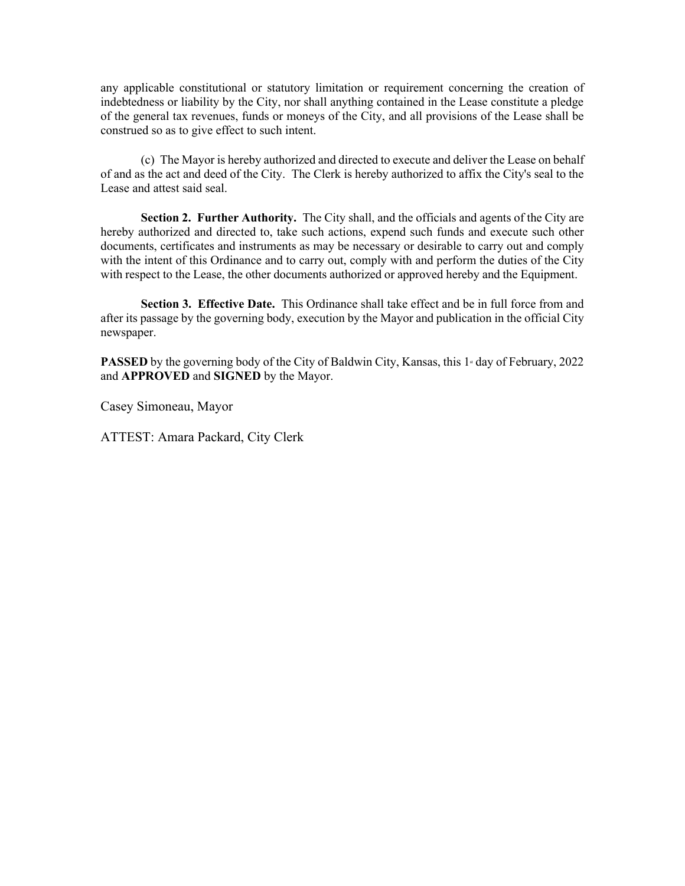any applicable constitutional or statutory limitation or requirement concerning the creation of indebtedness or liability by the City, nor shall anything contained in the Lease constitute a pledge of the general tax revenues, funds or moneys of the City, and all provisions of the Lease shall be construed so as to give effect to such intent.

(c) The Mayor is hereby authorized and directed to execute and deliver the Lease on behalf of and as the act and deed of the City. The Clerk is hereby authorized to affix the City's seal to the Lease and attest said seal.

**Section 2. Further Authority.** The City shall, and the officials and agents of the City are hereby authorized and directed to, take such actions, expend such funds and execute such other documents, certificates and instruments as may be necessary or desirable to carry out and comply with the intent of this Ordinance and to carry out, comply with and perform the duties of the City with respect to the Lease, the other documents authorized or approved hereby and the Equipment.

**Section 3. Effective Date.** This Ordinance shall take effect and be in full force from and after its passage by the governing body, execution by the Mayor and publication in the official City newspaper.

**PASSED** by the governing body of the City of Baldwin City, Kansas, this 1st day of February, 2022 and **APPROVED** and **SIGNED** by the Mayor.

Casey Simoneau, Mayor

ATTEST: Amara Packard, City Clerk